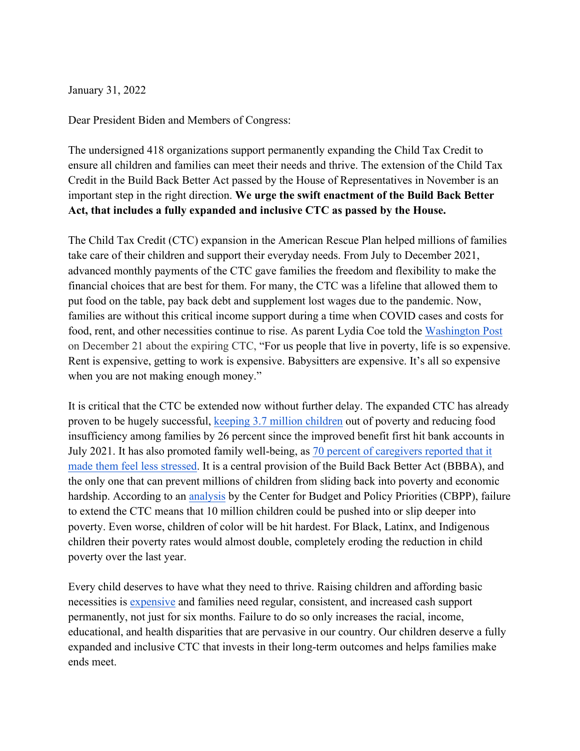January 31, 2022

Dear President Biden and Members of Congress:

The undersigned 418 organizations support permanently expanding the Child Tax Credit to ensure all children and families can meet their needs and thrive. The extension of the Child Tax Credit in the Build Back Better Act passed by the House of Representatives in November is an important step in the right direction. **We urge the swift enactment of the Build Back Better Act, that includes a fully expanded and inclusive CTC as passed by the House.**

The Child Tax Credit (CTC) expansion in the American Rescue Plan helped millions of families take care of their children and support their everyday needs. From July to December 2021, advanced monthly payments of the CTC gave families the freedom and flexibility to make the financial choices that are best for them. For many, the CTC was a lifeline that allowed them to put food on the table, pay back debt and supplement lost wages due to the pandemic. Now, families are without this critical income support during a time when COVID cases and costs for food, rent, and other necessities continue to rise. As parent Lydia Coe told the Washington Post on December 21 about the expiring CTC, "For us people that live in poverty, life is so expensive. Rent is expensive, getting to work is expensive. Babysitters are expensive. It's all so expensive when you are not making enough money."

It is critical that the CTC be extended now without further delay. The expanded CTC has already proven to be hugely successful, keeping 3.7 million children out of poverty and reducing food insufficiency among families by 26 percent since the improved benefit first hit bank accounts in July 2021. It has also promoted family well-being, as 70 percent of caregivers reported that it made them feel less stressed. It is a central provision of the Build Back Better Act (BBBA), and the only one that can prevent millions of children from sliding back into poverty and economic hardship. According to an analysis by the Center for Budget and Policy Priorities (CBPP), failure to extend the CTC means that 10 million children could be pushed into or slip deeper into poverty. Even worse, children of color will be hit hardest. For Black, Latinx, and Indigenous children their poverty rates would almost double, completely eroding the reduction in child poverty over the last year.

Every child deserves to have what they need to thrive. Raising children and affording basic necessities is expensive and families need regular, consistent, and increased cash support permanently, not just for six months. Failure to do so only increases the racial, income, educational, and health disparities that are pervasive in our country. Our children deserve a fully expanded and inclusive CTC that invests in their long-term outcomes and helps families make ends meet.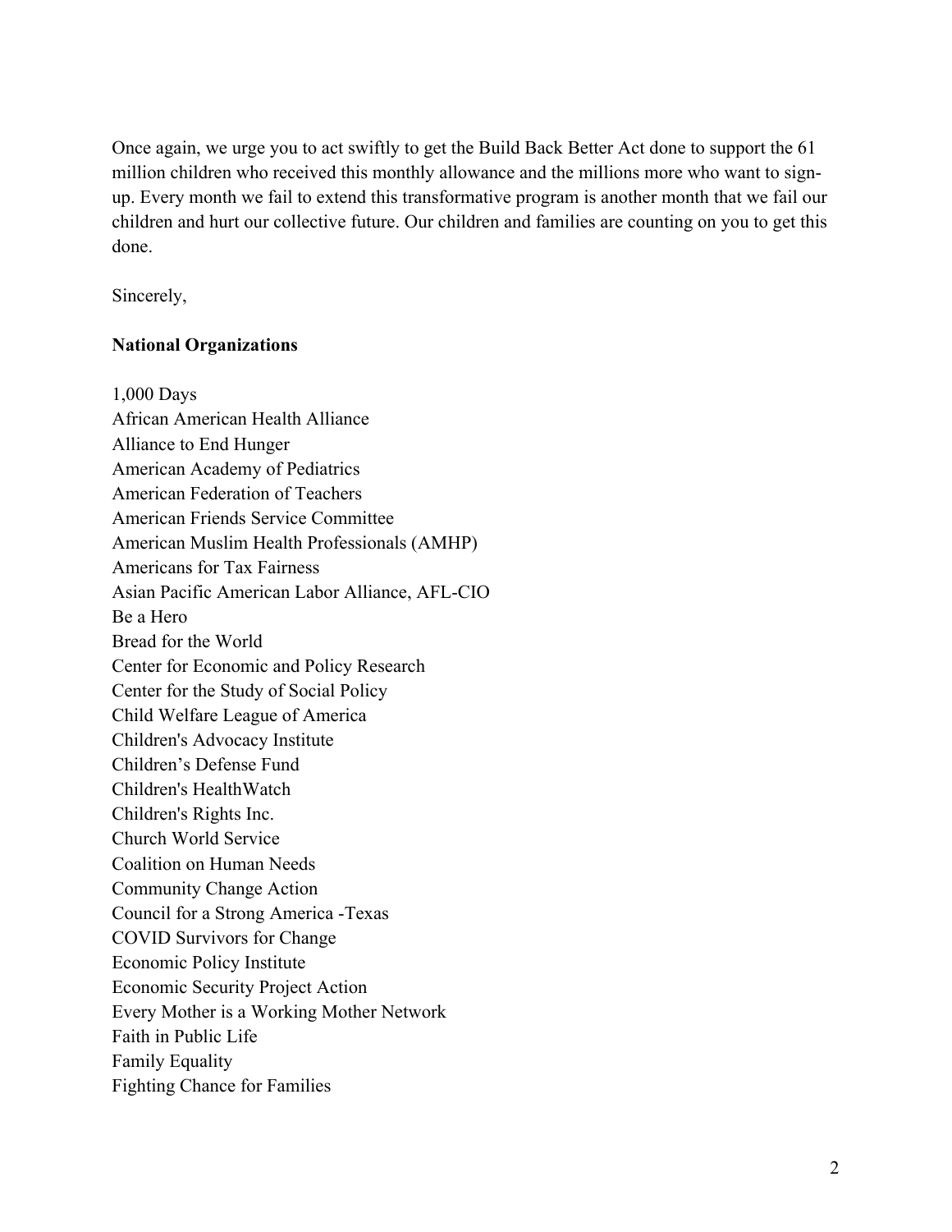Once again, we urge you to act swiftly to get the Build Back Better Act done to support the 61 million children who received this monthly allowance and the millions more who want to sign-up. Every month we fail to extend this transformative program is another month that we fail our children and hurt our collective future. Our children and families are counting on you to get this done.

Sincerely,

**National Organizations**

1,000 Days
African American Health Alliance
Alliance to End Hunger
American Academy of Pediatrics
American Federation of Teachers
American Friends Service Committee
American Muslim Health Professionals (AMHP)
Americans for Tax Fairness
Asian Pacific American Labor Alliance, AFL-CIO
Be a Hero
Bread for the World
Center for Economic and Policy Research
Center for the Study of Social Policy
Child Welfare League of America
Children's Advocacy Institute
Children’s Defense Fund
Children's HealthWatch
Children's Rights Inc.
Church World Service
Coalition on Human Needs
Community Change Action
Council for a Strong America -Texas
COVID Survivors for Change
Economic Policy Institute
Economic Security Project Action
Every Mother is a Working Mother Network
Faith in Public Life
Family Equality
Fighting Chance for Families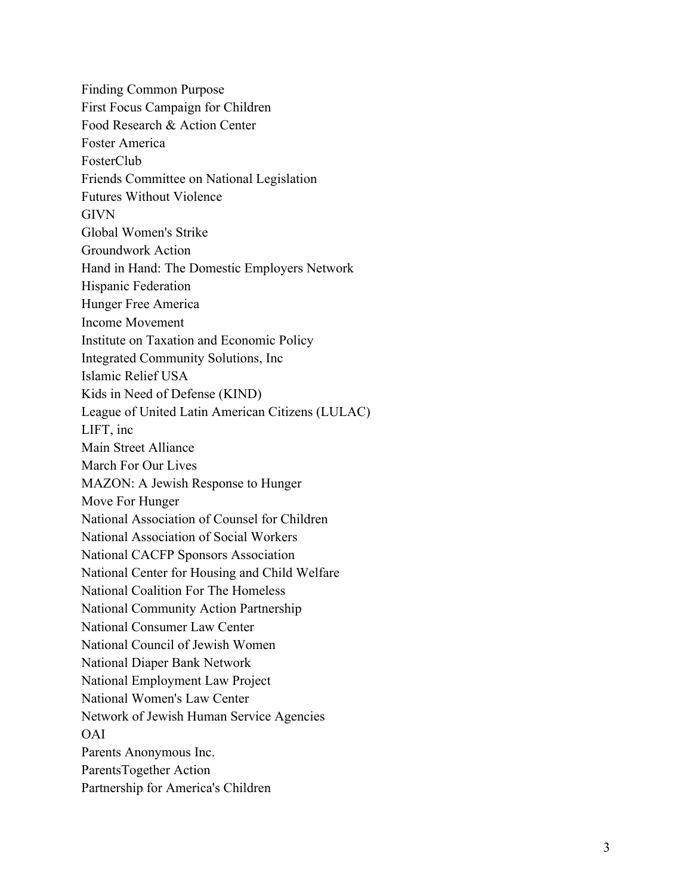Finding Common Purpose
First Focus Campaign for Children
Food Research & Action Center
Foster America
FosterClub
Friends Committee on National Legislation
Futures Without Violence
GIVN
Global Women's Strike
Groundwork Action
Hand in Hand: The Domestic Employers Network
Hispanic Federation
Hunger Free America
Income Movement
Institute on Taxation and Economic Policy
Integrated Community Solutions, Inc
Islamic Relief USA
Kids in Need of Defense (KIND)
League of United Latin American Citizens (LULAC)
LIFT, inc
Main Street Alliance
March For Our Lives
MAZON: A Jewish Response to Hunger
Move For Hunger
National Association of Counsel for Children
National Association of Social Workers
National CACFP Sponsors Association
National Center for Housing and Child Welfare
National Coalition For The Homeless
National Community Action Partnership
National Consumer Law Center
National Council of Jewish Women
National Diaper Bank Network
National Employment Law Project
National Women's Law Center
Network of Jewish Human Service Agencies
OAI
Parents Anonymous Inc.
ParentsTogether Action
Partnership for America's Children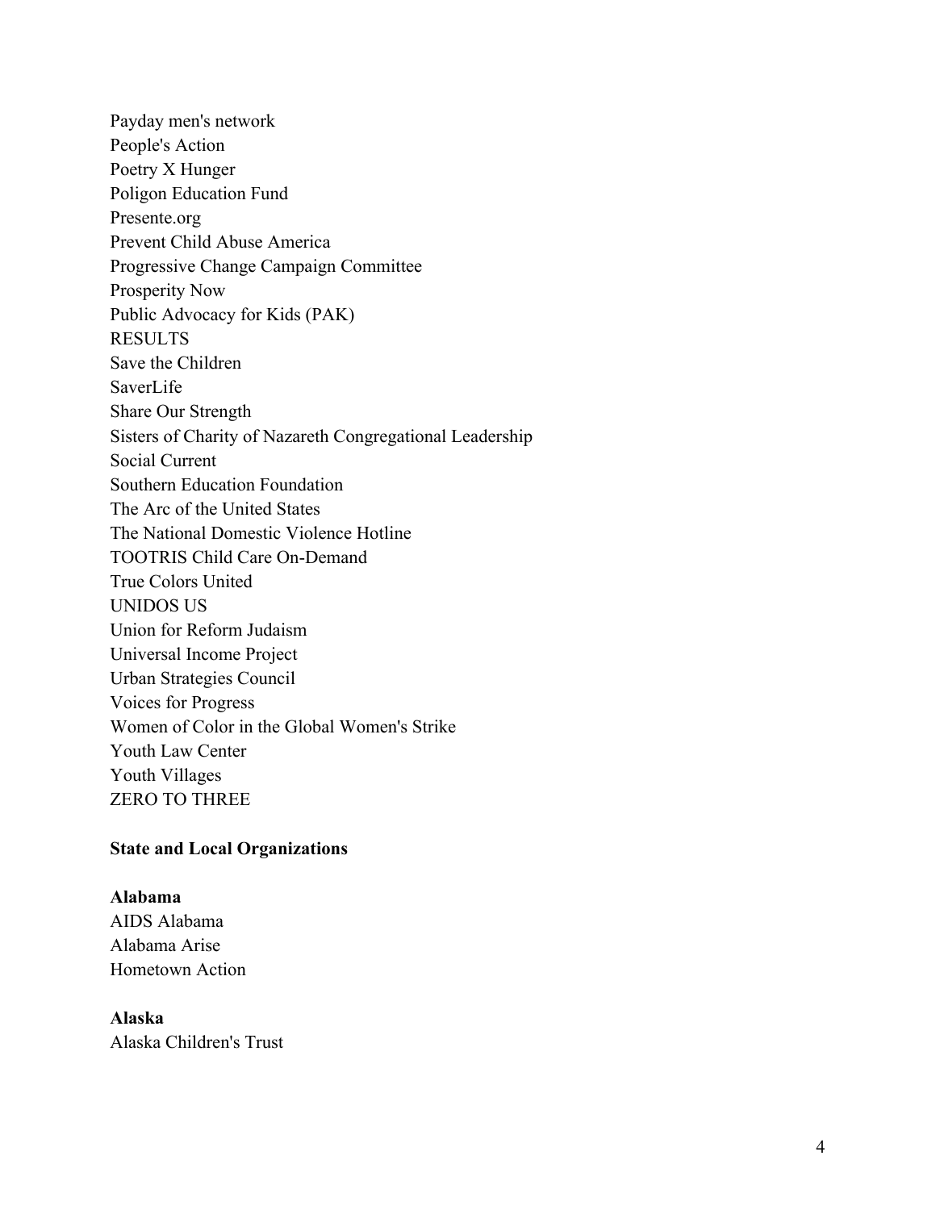Payday men's network
People's Action
Poetry X Hunger
Poligon Education Fund
Presente.org
Prevent Child Abuse America
Progressive Change Campaign Committee
Prosperity Now
Public Advocacy for Kids (PAK)
RESULTS
Save the Children
SaverLife
Share Our Strength
Sisters of Charity of Nazareth Congregational Leadership
Social Current
Southern Education Foundation
The Arc of the United States
The National Domestic Violence Hotline
TOOTRIS Child Care On-Demand
True Colors United
UNIDOS US
Union for Reform Judaism
Universal Income Project
Urban Strategies Council
Voices for Progress
Women of Color in the Global Women's Strike
Youth Law Center
Youth Villages
ZERO TO THREE

**State and Local Organizations**

**Alabama**
AIDS Alabama
Alabama Arise
Hometown Action

**Alaska**
Alaska Children's Trust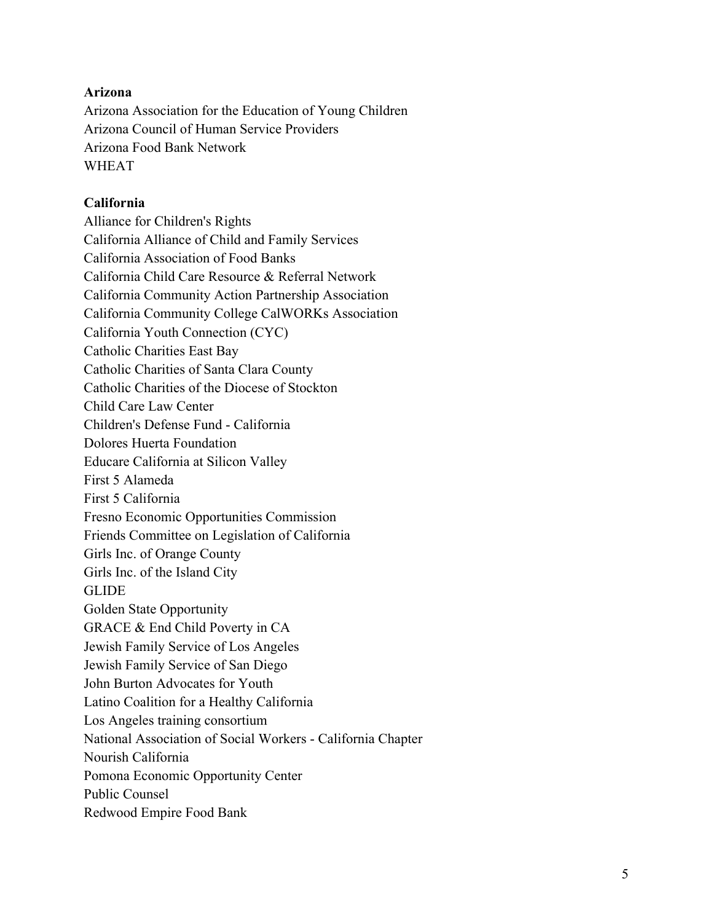**Arizona**

Arizona Association for the Education of Young Children
Arizona Council of Human Service Providers
Arizona Food Bank Network
WHEAT

**California**

Alliance for Children's Rights
California Alliance of Child and Family Services
California Association of Food Banks
California Child Care Resource & Referral Network
California Community Action Partnership Association
California Community College CalWORKs Association
California Youth Connection (CYC)
Catholic Charities East Bay
Catholic Charities of Santa Clara County
Catholic Charities of the Diocese of Stockton
Child Care Law Center
Children's Defense Fund - California
Dolores Huerta Foundation
Educare California at Silicon Valley
First 5 Alameda
First 5 California
Fresno Economic Opportunities Commission
Friends Committee on Legislation of California
Girls Inc. of Orange County
Girls Inc. of the Island City
GLIDE
Golden State Opportunity
GRACE & End Child Poverty in CA
Jewish Family Service of Los Angeles
Jewish Family Service of San Diego
John Burton Advocates for Youth
Latino Coalition for a Healthy California
Los Angeles training consortium
National Association of Social Workers - California Chapter
Nourish California
Pomona Economic Opportunity Center
Public Counsel
Redwood Empire Food Bank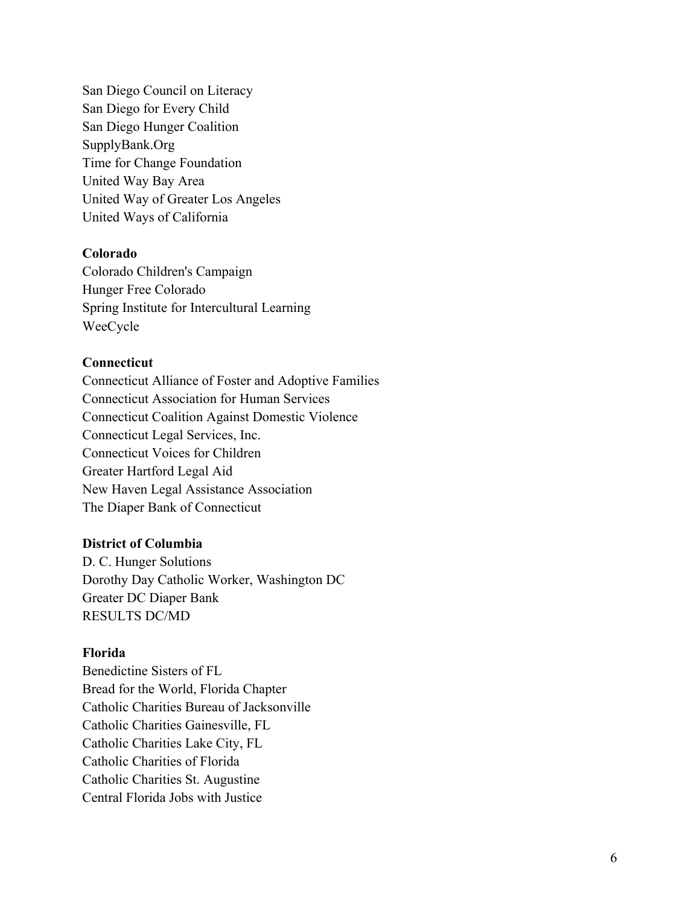San Diego Council on Literacy
San Diego for Every Child
San Diego Hunger Coalition
SupplyBank.Org
Time for Change Foundation
United Way Bay Area
United Way of Greater Los Angeles
United Ways of California

**Colorado**
Colorado Children's Campaign
Hunger Free Colorado
Spring Institute for Intercultural Learning
WeeCycle

**Connecticut**
Connecticut Alliance of Foster and Adoptive Families
Connecticut Association for Human Services
Connecticut Coalition Against Domestic Violence
Connecticut Legal Services, Inc.
Connecticut Voices for Children
Greater Hartford Legal Aid
New Haven Legal Assistance Association
The Diaper Bank of Connecticut

**District of Columbia**
D. C. Hunger Solutions
Dorothy Day Catholic Worker, Washington DC
Greater DC Diaper Bank
RESULTS DC/MD

**Florida**
Benedictine Sisters of FL
Bread for the World, Florida Chapter
Catholic Charities Bureau of Jacksonville
Catholic Charities Gainesville, FL
Catholic Charities Lake City, FL
Catholic Charities of Florida
Catholic Charities St. Augustine
Central Florida Jobs with Justice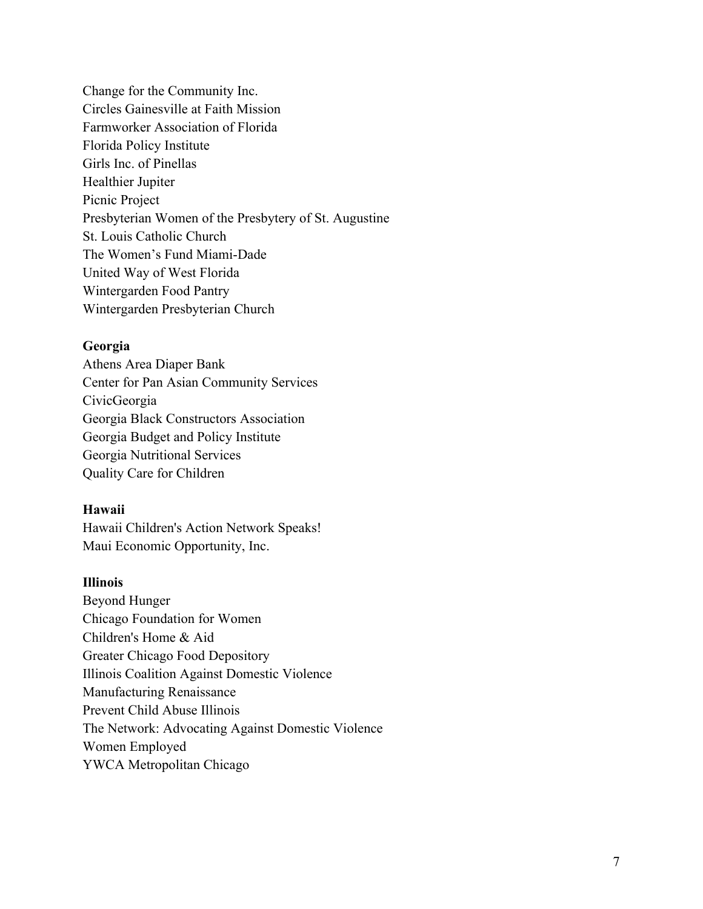Change for the Community Inc.
Circles Gainesville at Faith Mission
Farmworker Association of Florida
Florida Policy Institute
Girls Inc. of Pinellas
Healthier Jupiter
Picnic Project
Presbyterian Women of the Presbytery of St. Augustine
St. Louis Catholic Church
The Women's Fund Miami-Dade
United Way of West Florida
Wintergarden Food Pantry
Wintergarden Presbyterian Church

**Georgia**
Athens Area Diaper Bank
Center for Pan Asian Community Services
CivicGeorgia
Georgia Black Constructors Association
Georgia Budget and Policy Institute
Georgia Nutritional Services
Quality Care for Children

**Hawaii**
Hawaii Children's Action Network Speaks!
Maui Economic Opportunity, Inc.

**Illinois**
Beyond Hunger
Chicago Foundation for Women
Children's Home & Aid
Greater Chicago Food Depository
Illinois Coalition Against Domestic Violence
Manufacturing Renaissance
Prevent Child Abuse Illinois
The Network: Advocating Against Domestic Violence
Women Employed
YWCA Metropolitan Chicago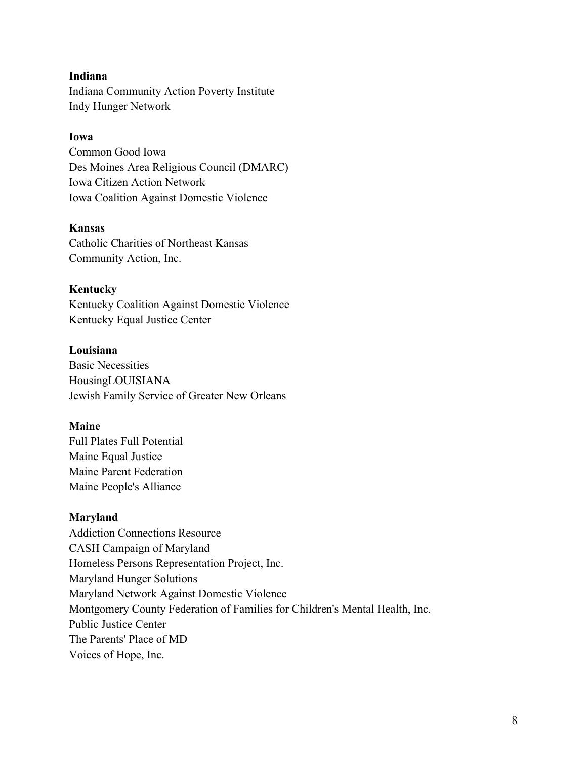**Indiana**
Indiana Community Action Poverty Institute
Indy Hunger Network

**Iowa**
Common Good Iowa
Des Moines Area Religious Council (DMARC)
Iowa Citizen Action Network
Iowa Coalition Against Domestic Violence

**Kansas**
Catholic Charities of Northeast Kansas
Community Action, Inc.

**Kentucky**
Kentucky Coalition Against Domestic Violence
Kentucky Equal Justice Center

**Louisiana**
Basic Necessities
HousingLOUISIANA
Jewish Family Service of Greater New Orleans

**Maine**
Full Plates Full Potential
Maine Equal Justice
Maine Parent Federation
Maine People's Alliance

**Maryland**
Addiction Connections Resource
CASH Campaign of Maryland
Homeless Persons Representation Project, Inc.
Maryland Hunger Solutions
Maryland Network Against Domestic Violence
Montgomery County Federation of Families for Children's Mental Health, Inc.
Public Justice Center
The Parents' Place of MD
Voices of Hope, Inc.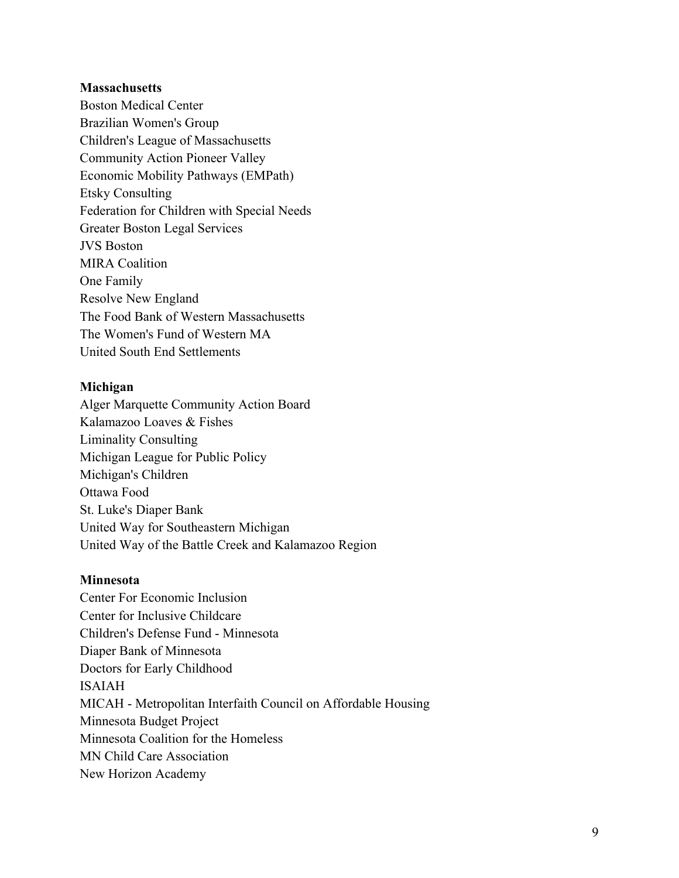**Massachusetts**

Boston Medical Center
Brazilian Women's Group
Children's League of Massachusetts
Community Action Pioneer Valley
Economic Mobility Pathways (EMPath)
Etsky Consulting
Federation for Children with Special Needs
Greater Boston Legal Services
JVS Boston
MIRA Coalition
One Family
Resolve New England
The Food Bank of Western Massachusetts
The Women's Fund of Western MA
United South End Settlements

**Michigan**

Alger Marquette Community Action Board
Kalamazoo Loaves & Fishes
Liminality Consulting
Michigan League for Public Policy
Michigan's Children
Ottawa Food
St. Luke's Diaper Bank
United Way for Southeastern Michigan
United Way of the Battle Creek and Kalamazoo Region

**Minnesota**

Center For Economic Inclusion
Center for Inclusive Childcare
Children's Defense Fund - Minnesota
Diaper Bank of Minnesota
Doctors for Early Childhood
ISAIAH
MICAH - Metropolitan Interfaith Council on Affordable Housing
Minnesota Budget Project
Minnesota Coalition for the Homeless
MN Child Care Association
New Horizon Academy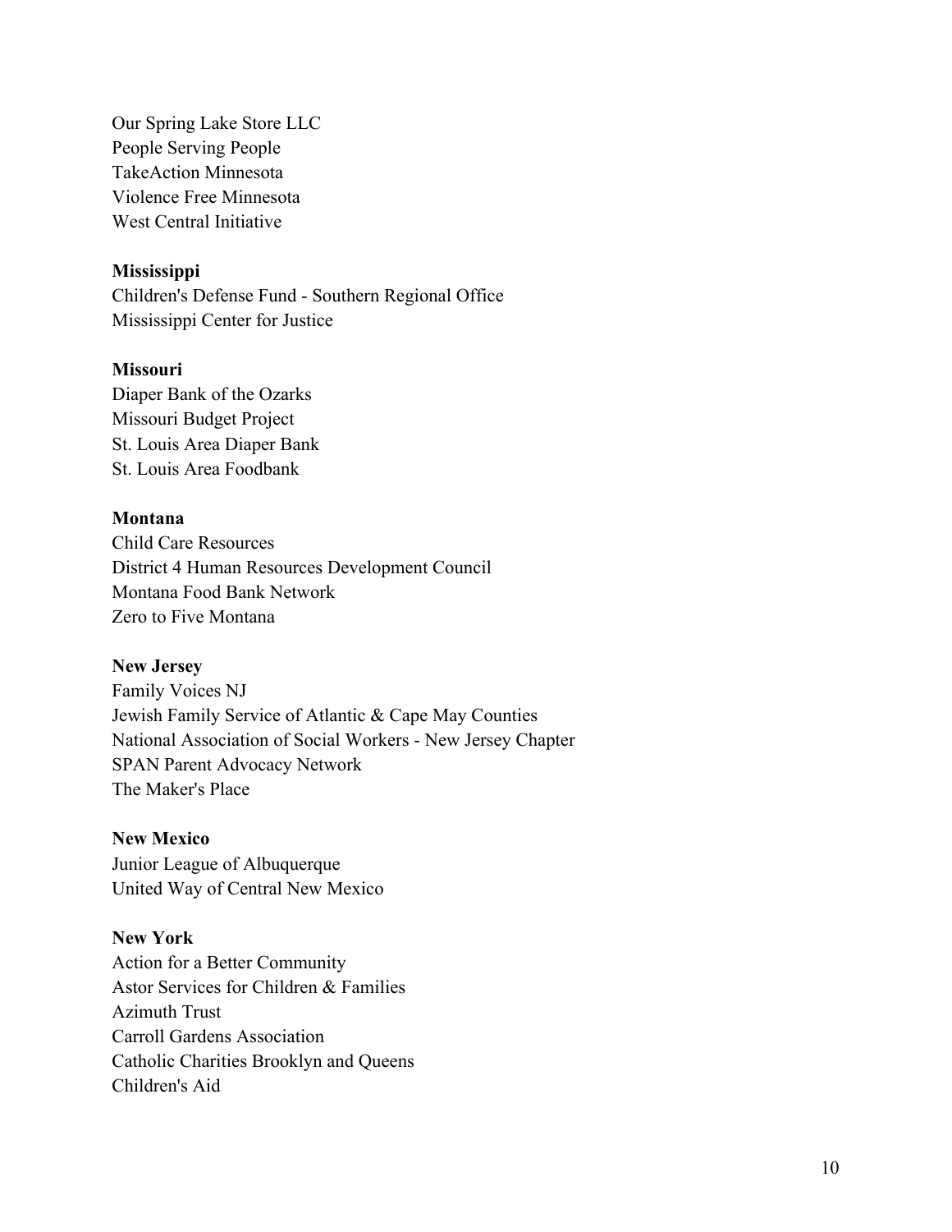Our Spring Lake Store LLC
People Serving People
TakeAction Minnesota
Violence Free Minnesota
West Central Initiative

**Mississippi**
Children's Defense Fund - Southern Regional Office
Mississippi Center for Justice

**Missouri**
Diaper Bank of the Ozarks
Missouri Budget Project
St. Louis Area Diaper Bank
St. Louis Area Foodbank

**Montana**
Child Care Resources
District 4 Human Resources Development Council
Montana Food Bank Network
Zero to Five Montana

**New Jersey**
Family Voices NJ
Jewish Family Service of Atlantic & Cape May Counties
National Association of Social Workers - New Jersey Chapter
SPAN Parent Advocacy Network
The Maker's Place

**New Mexico**
Junior League of Albuquerque
United Way of Central New Mexico

**New York**
Action for a Better Community
Astor Services for Children & Families
Azimuth Trust
Carroll Gardens Association
Catholic Charities Brooklyn and Queens
Children's Aid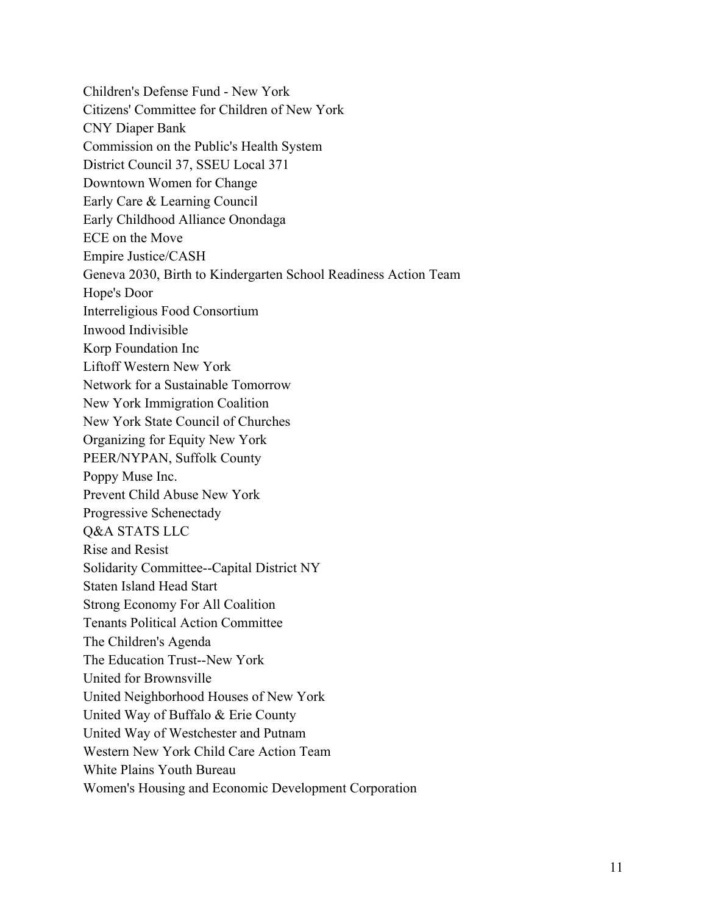Children's Defense Fund - New York
Citizens' Committee for Children of New York
CNY Diaper Bank
Commission on the Public's Health System
District Council 37, SSEU Local 371
Downtown Women for Change
Early Care & Learning Council
Early Childhood Alliance Onondaga
ECE on the Move
Empire Justice/CASH
Geneva 2030, Birth to Kindergarten School Readiness Action Team
Hope's Door
Interreligious Food Consortium
Inwood Indivisible
Korp Foundation Inc
Liftoff Western New York
Network for a Sustainable Tomorrow
New York Immigration Coalition
New York State Council of Churches
Organizing for Equity New York
PEER/NYPAN, Suffolk County
Poppy Muse Inc.
Prevent Child Abuse New York
Progressive Schenectady
Q&A STATS LLC
Rise and Resist
Solidarity Committee--Capital District NY
Staten Island Head Start
Strong Economy For All Coalition
Tenants Political Action Committee
The Children's Agenda
The Education Trust--New York
United for Brownsville
United Neighborhood Houses of New York
United Way of Buffalo & Erie County
United Way of Westchester and Putnam
Western New York Child Care Action Team
White Plains Youth Bureau
Women's Housing and Economic Development Corporation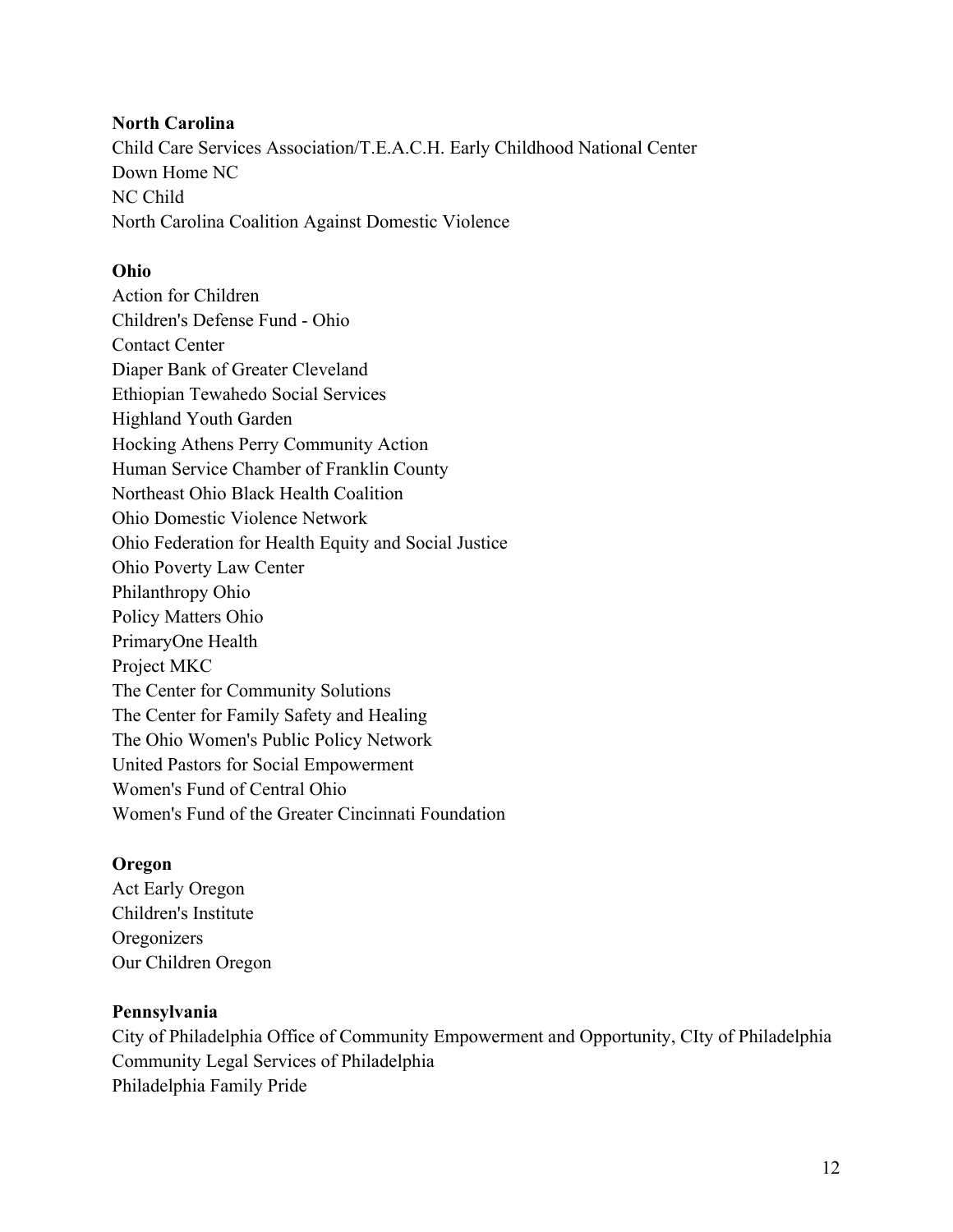**North Carolina**

Child Care Services Association/T.E.A.C.H. Early Childhood National Center
Down Home NC
NC Child
North Carolina Coalition Against Domestic Violence

**Ohio**

Action for Children
Children's Defense Fund - Ohio
Contact Center
Diaper Bank of Greater Cleveland
Ethiopian Tewahedo Social Services
Highland Youth Garden
Hocking Athens Perry Community Action
Human Service Chamber of Franklin County
Northeast Ohio Black Health Coalition
Ohio Domestic Violence Network
Ohio Federation for Health Equity and Social Justice
Ohio Poverty Law Center
Philanthropy Ohio
Policy Matters Ohio
PrimaryOne Health
Project MKC
The Center for Community Solutions
The Center for Family Safety and Healing
The Ohio Women's Public Policy Network
United Pastors for Social Empowerment
Women's Fund of Central Ohio
Women's Fund of the Greater Cincinnati Foundation

**Oregon**

Act Early Oregon
Children's Institute
Oregonizers
Our Children Oregon

**Pennsylvania**

City of Philadelphia Office of Community Empowerment and Opportunity, CIty of Philadelphia
Community Legal Services of Philadelphia
Philadelphia Family Pride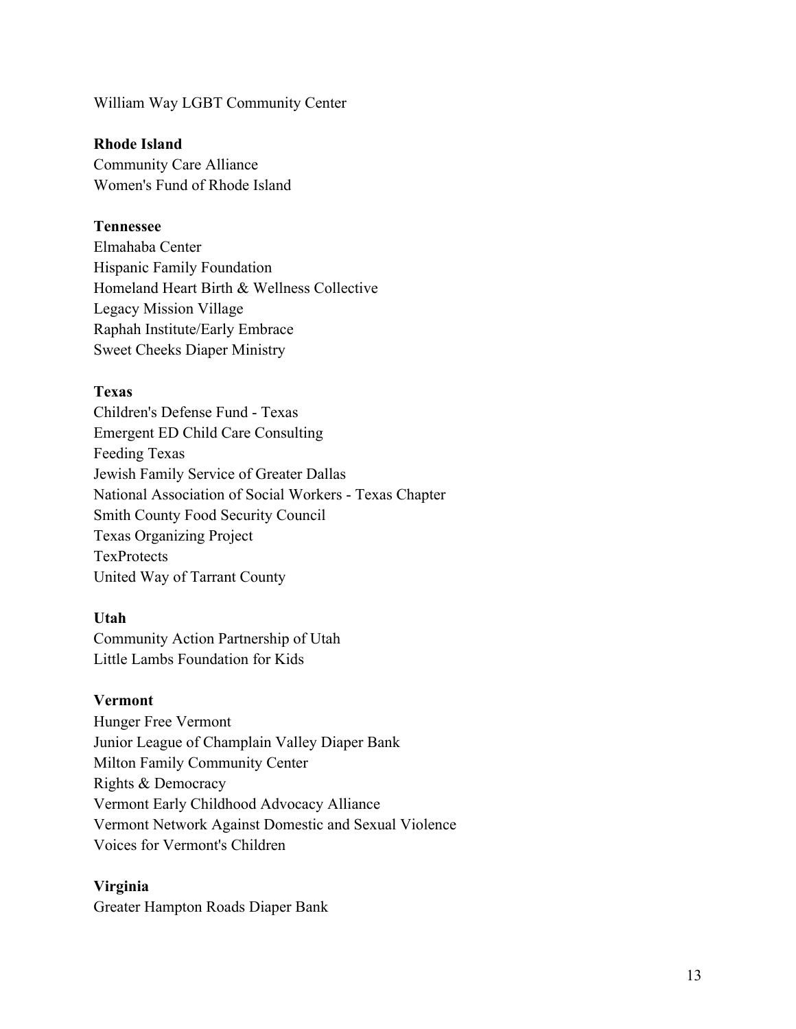William Way LGBT Community Center

**Rhode Island**

Community Care Alliance
Women's Fund of Rhode Island

**Tennessee**

Elmahaba Center
Hispanic Family Foundation
Homeland Heart Birth & Wellness Collective
Legacy Mission Village
Raphah Institute/Early Embrace
Sweet Cheeks Diaper Ministry

**Texas**

Children's Defense Fund - Texas
Emergent ED Child Care Consulting
Feeding Texas
Jewish Family Service of Greater Dallas
National Association of Social Workers - Texas Chapter
Smith County Food Security Council
Texas Organizing Project
TexProtects
United Way of Tarrant County

**Utah**

Community Action Partnership of Utah
Little Lambs Foundation for Kids

**Vermont**

Hunger Free Vermont
Junior League of Champlain Valley Diaper Bank
Milton Family Community Center
Rights & Democracy
Vermont Early Childhood Advocacy Alliance
Vermont Network Against Domestic and Sexual Violence
Voices for Vermont's Children

**Virginia**

Greater Hampton Roads Diaper Bank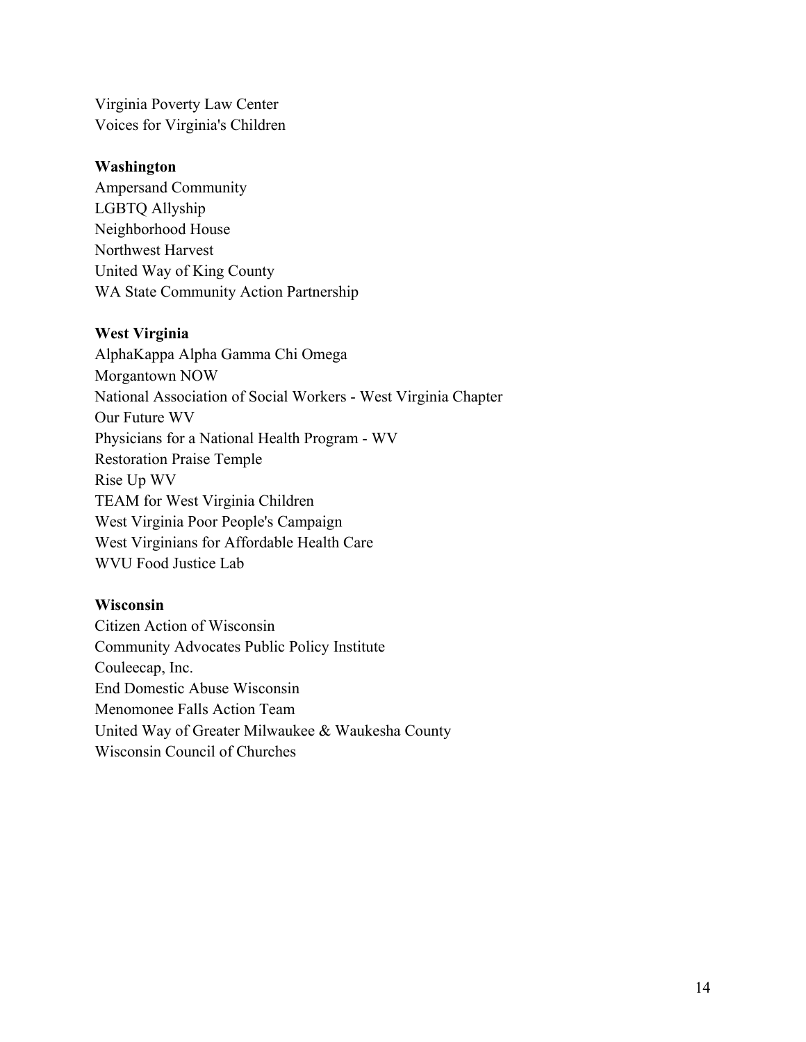Virginia Poverty Law Center
Voices for Virginia's Children

**Washington**

Ampersand Community
LGBTQ Allyship
Neighborhood House
Northwest Harvest
United Way of King County
WA State Community Action Partnership

**West Virginia**

AlphaKappa Alpha Gamma Chi Omega
Morgantown NOW
National Association of Social Workers - West Virginia Chapter
Our Future WV
Physicians for a National Health Program - WV
Restoration Praise Temple
Rise Up WV
TEAM for West Virginia Children
West Virginia Poor People's Campaign
West Virginians for Affordable Health Care
WVU Food Justice Lab

**Wisconsin**

Citizen Action of Wisconsin
Community Advocates Public Policy Institute
Couleecap, Inc.
End Domestic Abuse Wisconsin
Menomonee Falls Action Team
United Way of Greater Milwaukee & Waukesha County
Wisconsin Council of Churches